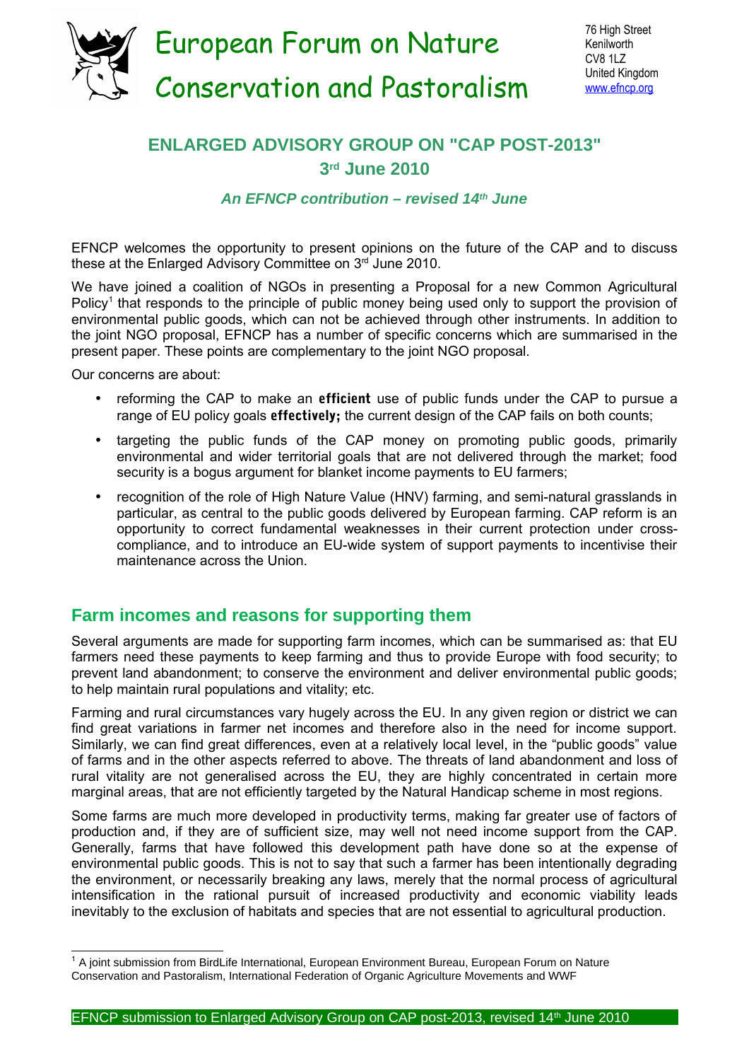# European Forum on Nature Conservation and Pastoralism

76 High Street
Kenilworth
CV8 1LZ
United Kingdom
www.efncp.org

## ENLARGED ADVISORY GROUP ON "CAP POST-2013" 3rd June 2010

### *An EFNCP contribution – revised 14th June*

EFNCP welcomes the opportunity to present opinions on the future of the CAP and to discuss these at the Enlarged Advisory Committee on 3rd June 2010.

We have joined a coalition of NGOs in presenting a Proposal for a new Common Agricultural Policy[1] that responds to the principle of public money being used only to support the provision of environmental public goods, which can not be achieved through other instruments. In addition to the joint NGO proposal, EFNCP has a number of specific concerns which are summarised in the present paper. These points are complementary to the joint NGO proposal.

Our concerns are about:

- reforming the CAP to make an **efficient** use of public funds under the CAP to pursue a range of EU policy goals **effectively;** the current design of the CAP fails on both counts;
- targeting the public funds of the CAP money on promoting public goods, primarily environmental and wider territorial goals that are not delivered through the market; food security is a bogus argument for blanket income payments to EU farmers;
- recognition of the role of High Nature Value (HNV) farming, and semi-natural grasslands in particular, as central to the public goods delivered by European farming. CAP reform is an opportunity to correct fundamental weaknesses in their current protection under cross-compliance, and to introduce an EU-wide system of support payments to incentivise their maintenance across the Union.

## Farm incomes and reasons for supporting them

Several arguments are made for supporting farm incomes, which can be summarised as: that EU farmers need these payments to keep farming and thus to provide Europe with food security; to prevent land abandonment; to conserve the environment and deliver environmental public goods; to help maintain rural populations and vitality; etc.

Farming and rural circumstances vary hugely across the EU. In any given region or district we can find great variations in farmer net incomes and therefore also in the need for income support. Similarly, we can find great differences, even at a relatively local level, in the "public goods" value of farms and in the other aspects referred to above. The threats of land abandonment and loss of rural vitality are not generalised across the EU, they are highly concentrated in certain more marginal areas, that are not efficiently targeted by the Natural Handicap scheme in most regions.

Some farms are much more developed in productivity terms, making far greater use of factors of production and, if they are of sufficient size, may well not need income support from the CAP. Generally, farms that have followed this development path have done so at the expense of environmental public goods. This is not to say that such a farmer has been intentionally degrading the environment, or necessarily breaking any laws, merely that the normal process of agricultural intensification in the rational pursuit of increased productivity and economic viability leads inevitably to the exclusion of habitats and species that are not essential to agricultural production.

[1] A joint submission from BirdLife International, European Environment Bureau, European Forum on Nature Conservation and Pastoralism, International Federation of Organic Agriculture Movements and WWF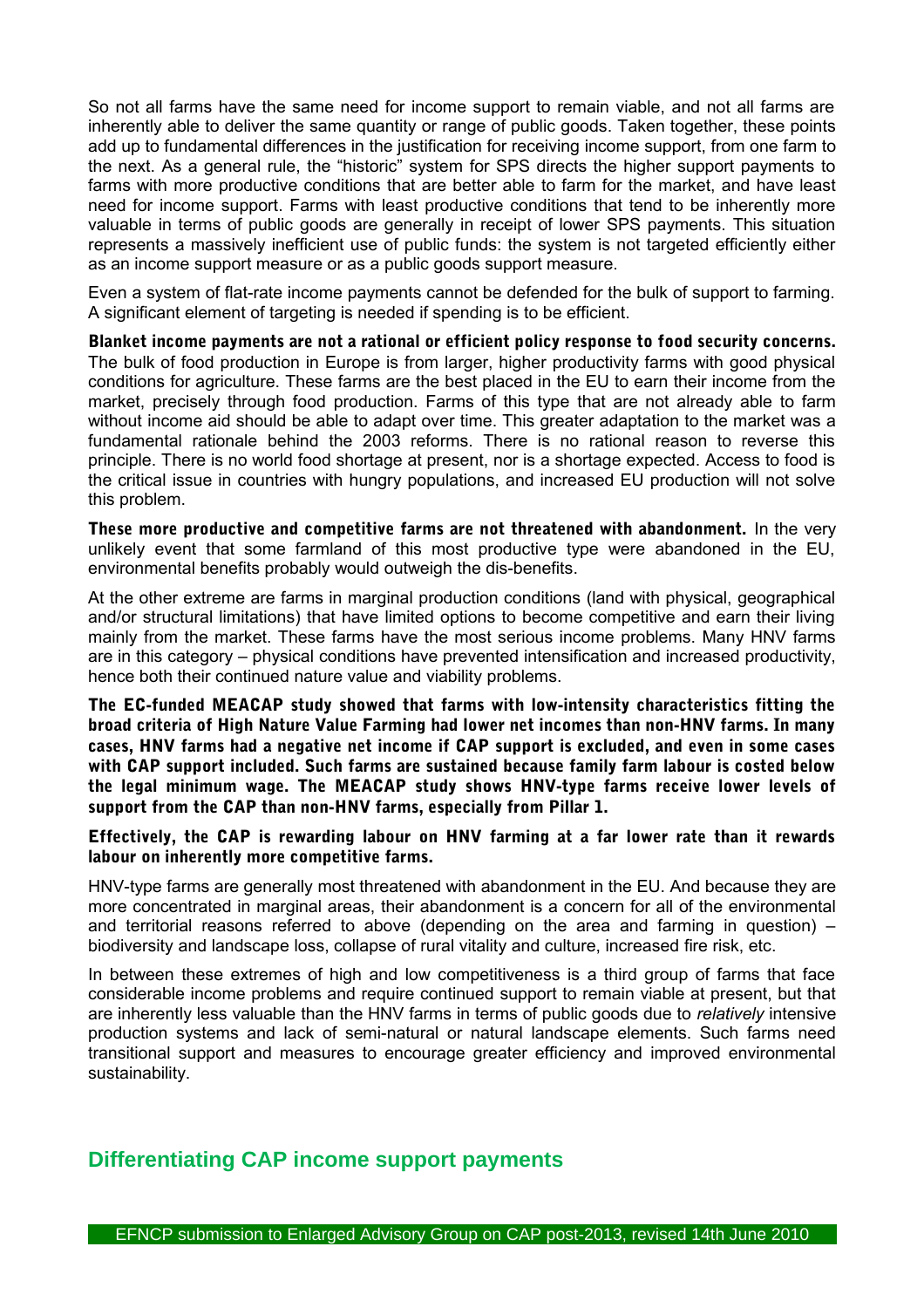So not all farms have the same need for income support to remain viable, and not all farms are inherently able to deliver the same quantity or range of public goods. Taken together, these points add up to fundamental differences in the justification for receiving income support, from one farm to the next. As a general rule, the "historic" system for SPS directs the higher support payments to farms with more productive conditions that are better able to farm for the market, and have least need for income support. Farms with least productive conditions that tend to be inherently more valuable in terms of public goods are generally in receipt of lower SPS payments. This situation represents a massively inefficient use of public funds: the system is not targeted efficiently either as an income support measure or as a public goods support measure.

Even a system of flat-rate income payments cannot be defended for the bulk of support to farming. A significant element of targeting is needed if spending is to be efficient.

**Blanket income payments are not a rational or efficient policy response to food security concerns.** The bulk of food production in Europe is from larger, higher productivity farms with good physical conditions for agriculture. These farms are the best placed in the EU to earn their income from the market, precisely through food production. Farms of this type that are not already able to farm without income aid should be able to adapt over time. This greater adaptation to the market was a fundamental rationale behind the 2003 reforms. There is no rational reason to reverse this principle. There is no world food shortage at present, nor is a shortage expected. Access to food is the critical issue in countries with hungry populations, and increased EU production will not solve this problem.

**These more productive and competitive farms are not threatened with abandonment.** In the very unlikely event that some farmland of this most productive type were abandoned in the EU, environmental benefits probably would outweigh the dis-benefits.

At the other extreme are farms in marginal production conditions (land with physical, geographical and/or structural limitations) that have limited options to become competitive and earn their living mainly from the market. These farms have the most serious income problems. Many HNV farms are in this category – physical conditions have prevented intensification and increased productivity, hence both their continued nature value and viability problems.

**The EC-funded MEACAP study showed that farms with low-intensity characteristics fitting the broad criteria of High Nature Value Farming had lower net incomes than non-HNV farms. In many cases, HNV farms had a negative net income if CAP support is excluded, and even in some cases with CAP support included. Such farms are sustained because family farm labour is costed below the legal minimum wage. The MEACAP study shows HNV-type farms receive lower levels of support from the CAP than non-HNV farms, especially from Pillar 1.**

**Effectively, the CAP is rewarding labour on HNV farming at a far lower rate than it rewards labour on inherently more competitive farms.**

HNV-type farms are generally most threatened with abandonment in the EU. And because they are more concentrated in marginal areas, their abandonment is a concern for all of the environmental and territorial reasons referred to above (depending on the area and farming in question) – biodiversity and landscape loss, collapse of rural vitality and culture, increased fire risk, etc.

In between these extremes of high and low competitiveness is a third group of farms that face considerable income problems and require continued support to remain viable at present, but that are inherently less valuable than the HNV farms in terms of public goods due to *relatively* intensive production systems and lack of semi-natural or natural landscape elements. Such farms need transitional support and measures to encourage greater efficiency and improved environmental sustainability.

## Differentiating CAP income support payments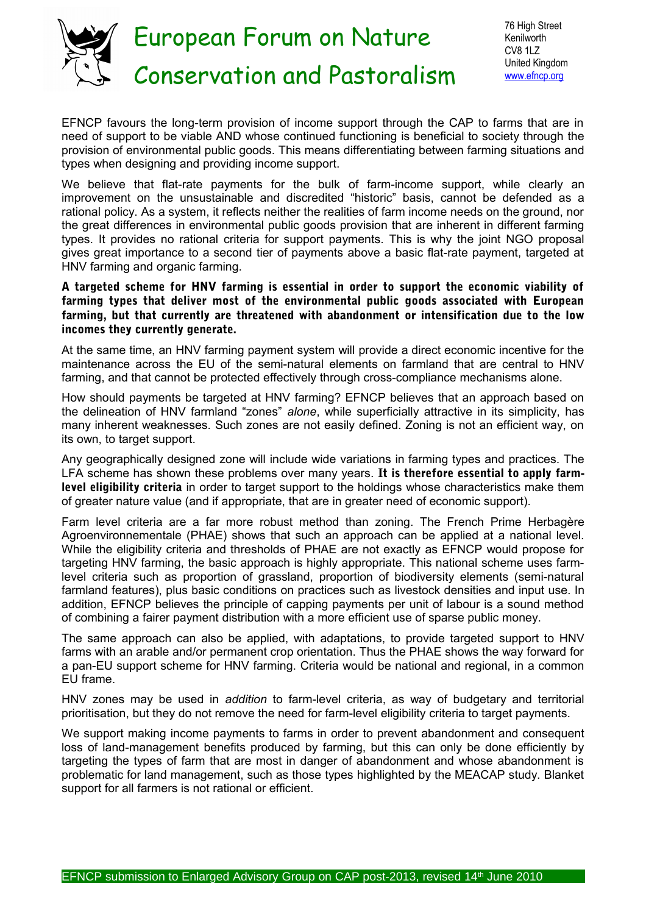EFNCP favours the long-term provision of income support through the CAP to farms that are in need of support to be viable AND whose continued functioning is beneficial to society through the provision of environmental public goods. This means differentiating between farming situations and types when designing and providing income support.

We believe that flat-rate payments for the bulk of farm-income support, while clearly an improvement on the unsustainable and discredited "historic" basis, cannot be defended as a rational policy. As a system, it reflects neither the realities of farm income needs on the ground, nor the great differences in environmental public goods provision that are inherent in different farming types. It provides no rational criteria for support payments. This is why the joint NGO proposal gives great importance to a second tier of payments above a basic flat-rate payment, targeted at HNV farming and organic farming.

**A targeted scheme for HNV farming is essential in order to support the economic viability of farming types that deliver most of the environmental public goods associated with European farming, but that currently are threatened with abandonment or intensification due to the low incomes they currently generate.**

At the same time, an HNV farming payment system will provide a direct economic incentive for the maintenance across the EU of the semi-natural elements on farmland that are central to HNV farming, and that cannot be protected effectively through cross-compliance mechanisms alone.

How should payments be targeted at HNV farming? EFNCP believes that an approach based on the delineation of HNV farmland "zones" *alone*, while superficially attractive in its simplicity, has many inherent weaknesses. Such zones are not easily defined. Zoning is not an efficient way, on its own, to target support.

Any geographically designed zone will include wide variations in farming types and practices. The LFA scheme has shown these problems over many years. **It is therefore essential to apply farm-level eligibility criteria** in order to target support to the holdings whose characteristics make them of greater nature value (and if appropriate, that are in greater need of economic support).

Farm level criteria are a far more robust method than zoning. The French Prime Herbagère Agroenvironnementale (PHAE) shows that such an approach can be applied at a national level. While the eligibility criteria and thresholds of PHAE are not exactly as EFNCP would propose for targeting HNV farming, the basic approach is highly appropriate. This national scheme uses farm-level criteria such as proportion of grassland, proportion of biodiversity elements (semi-natural farmland features), plus basic conditions on practices such as livestock densities and input use. In addition, EFNCP believes the principle of capping payments per unit of labour is a sound method of combining a fairer payment distribution with a more efficient use of sparse public money.

The same approach can also be applied, with adaptations, to provide targeted support to HNV farms with an arable and/or permanent crop orientation. Thus the PHAE shows the way forward for a pan-EU support scheme for HNV farming. Criteria would be national and regional, in a common EU frame.

HNV zones may be used in *addition* to farm-level criteria, as way of budgetary and territorial prioritisation, but they do not remove the need for farm-level eligibility criteria to target payments.

We support making income payments to farms in order to prevent abandonment and consequent loss of land-management benefits produced by farming, but this can only be done efficiently by targeting the types of farm that are most in danger of abandonment and whose abandonment is problematic for land management, such as those types highlighted by the MEACAP study. Blanket support for all farmers is not rational or efficient.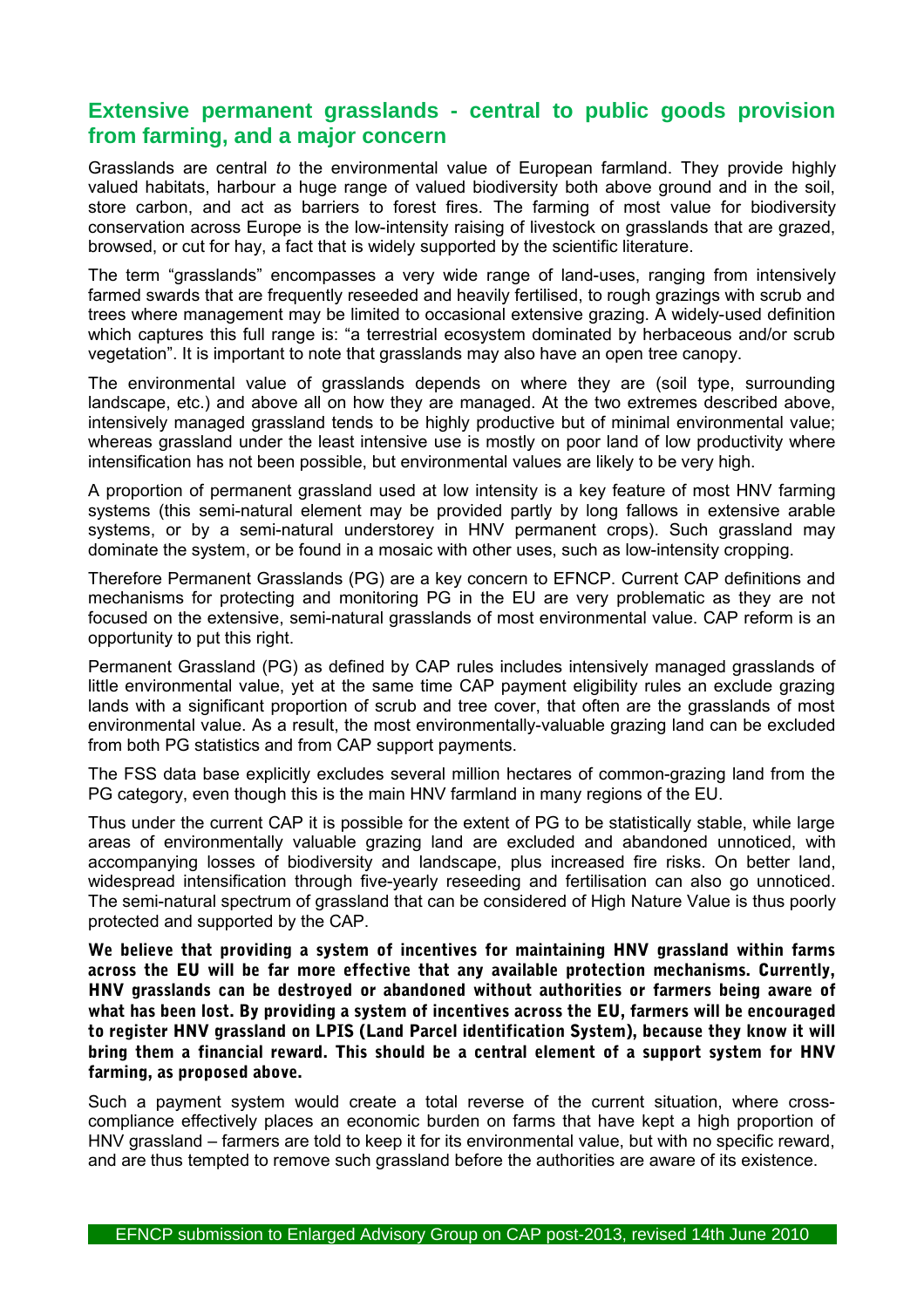## Extensive permanent grasslands - central to public goods provision from farming, and a major concern

Grasslands are central *to* the environmental value of European farmland. They provide highly valued habitats, harbour a huge range of valued biodiversity both above ground and in the soil, store carbon, and act as barriers to forest fires. The farming of most value for biodiversity conservation across Europe is the low-intensity raising of livestock on grasslands that are grazed, browsed, or cut for hay, a fact that is widely supported by the scientific literature.

The term "grasslands" encompasses a very wide range of land-uses, ranging from intensively farmed swards that are frequently reseeded and heavily fertilised, to rough grazings with scrub and trees where management may be limited to occasional extensive grazing. A widely-used definition which captures this full range is: "a terrestrial ecosystem dominated by herbaceous and/or scrub vegetation". It is important to note that grasslands may also have an open tree canopy.

The environmental value of grasslands depends on where they are (soil type, surrounding landscape, etc.) and above all on how they are managed. At the two extremes described above, intensively managed grassland tends to be highly productive but of minimal environmental value; whereas grassland under the least intensive use is mostly on poor land of low productivity where intensification has not been possible, but environmental values are likely to be very high.

A proportion of permanent grassland used at low intensity is a key feature of most HNV farming systems (this semi-natural element may be provided partly by long fallows in extensive arable systems, or by a semi-natural understorey in HNV permanent crops). Such grassland may dominate the system, or be found in a mosaic with other uses, such as low-intensity cropping.

Therefore Permanent Grasslands (PG) are a key concern to EFNCP. Current CAP definitions and mechanisms for protecting and monitoring PG in the EU are very problematic as they are not focused on the extensive, semi-natural grasslands of most environmental value. CAP reform is an opportunity to put this right.

Permanent Grassland (PG) as defined by CAP rules includes intensively managed grasslands of little environmental value, yet at the same time CAP payment eligibility rules an exclude grazing lands with a significant proportion of scrub and tree cover, that often are the grasslands of most environmental value. As a result, the most environmentally-valuable grazing land can be excluded from both PG statistics and from CAP support payments.

The FSS data base explicitly excludes several million hectares of common-grazing land from the PG category, even though this is the main HNV farmland in many regions of the EU.

Thus under the current CAP it is possible for the extent of PG to be statistically stable, while large areas of environmentally valuable grazing land are excluded and abandoned unnoticed, with accompanying losses of biodiversity and landscape, plus increased fire risks. On better land, widespread intensification through five-yearly reseeding and fertilisation can also go unnoticed. The semi-natural spectrum of grassland that can be considered of High Nature Value is thus poorly protected and supported by the CAP.

**We believe that providing a system of incentives for maintaining HNV grassland within farms across the EU will be far more effective that any available protection mechanisms. Currently, HNV grasslands can be destroyed or abandoned without authorities or farmers being aware of what has been lost. By providing a system of incentives across the EU, farmers will be encouraged to register HNV grassland on LPIS (Land Parcel identification System), because they know it will bring them a financial reward. This should be a central element of a support system for HNV farming, as proposed above.**

Such a payment system would create a total reverse of the current situation, where cross-compliance effectively places an economic burden on farms that have kept a high proportion of HNV grassland – farmers are told to keep it for its environmental value, but with no specific reward, and are thus tempted to remove such grassland before the authorities are aware of its existence.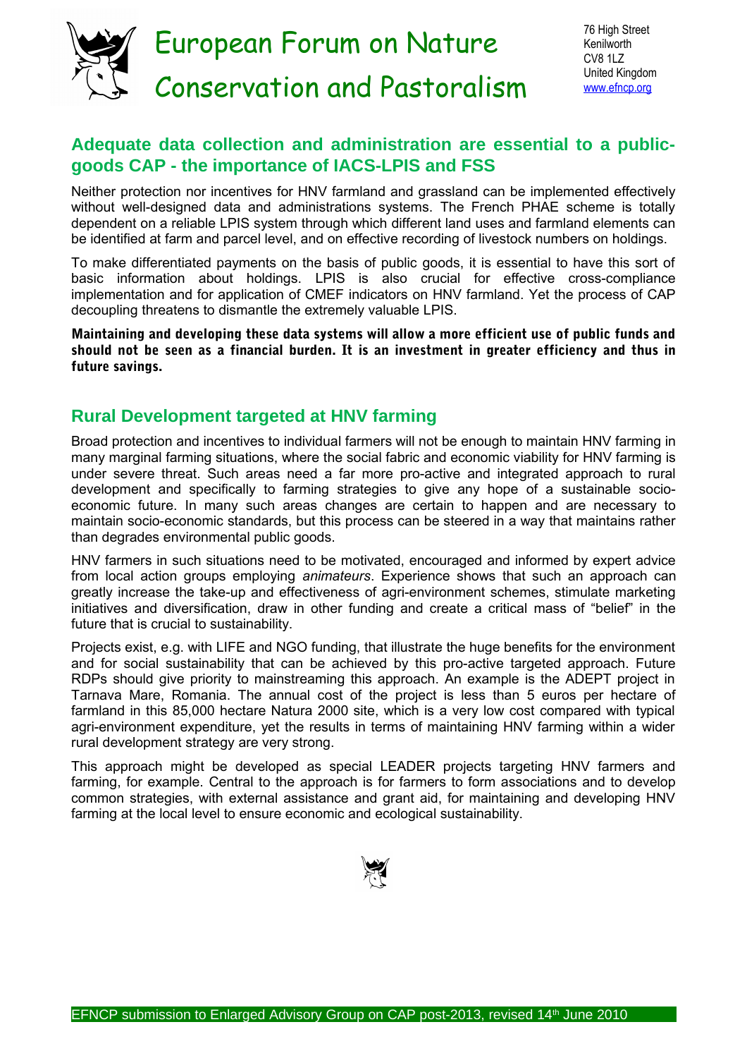## Adequate data collection and administration are essential to a public-goods CAP - the importance of IACS-LPIS and FSS

Neither protection nor incentives for HNV farmland and grassland can be implemented effectively without well-designed data and administrations systems. The French PHAE scheme is totally dependent on a reliable LPIS system through which different land uses and farmland elements can be identified at farm and parcel level, and on effective recording of livestock numbers on holdings.

To make differentiated payments on the basis of public goods, it is essential to have this sort of basic information about holdings. LPIS is also crucial for effective cross-compliance implementation and for application of CMEF indicators on HNV farmland. Yet the process of CAP decoupling threatens to dismantle the extremely valuable LPIS.

**Maintaining and developing these data systems will allow a more efficient use of public funds and should not be seen as a financial burden. It is an investment in greater efficiency and thus in future savings.**

## Rural Development targeted at HNV farming

Broad protection and incentives to individual farmers will not be enough to maintain HNV farming in many marginal farming situations, where the social fabric and economic viability for HNV farming is under severe threat. Such areas need a far more pro-active and integrated approach to rural development and specifically to farming strategies to give any hope of a sustainable socio-economic future. In many such areas changes are certain to happen and are necessary to maintain socio-economic standards, but this process can be steered in a way that maintains rather than degrades environmental public goods.

HNV farmers in such situations need to be motivated, encouraged and informed by expert advice from local action groups employing *animateurs*. Experience shows that such an approach can greatly increase the take-up and effectiveness of agri-environment schemes, stimulate marketing initiatives and diversification, draw in other funding and create a critical mass of "belief" in the future that is crucial to sustainability.

Projects exist, e.g. with LIFE and NGO funding, that illustrate the huge benefits for the environment and for social sustainability that can be achieved by this pro-active targeted approach. Future RDPs should give priority to mainstreaming this approach. An example is the ADEPT project in Tarnava Mare, Romania. The annual cost of the project is less than 5 euros per hectare of farmland in this 85,000 hectare Natura 2000 site, which is a very low cost compared with typical agri-environment expenditure, yet the results in terms of maintaining HNV farming within a wider rural development strategy are very strong.

This approach might be developed as special LEADER projects targeting HNV farmers and farming, for example. Central to the approach is for farmers to form associations and to develop common strategies, with external assistance and grant aid, for maintaining and developing HNV farming at the local level to ensure economic and ecological sustainability.